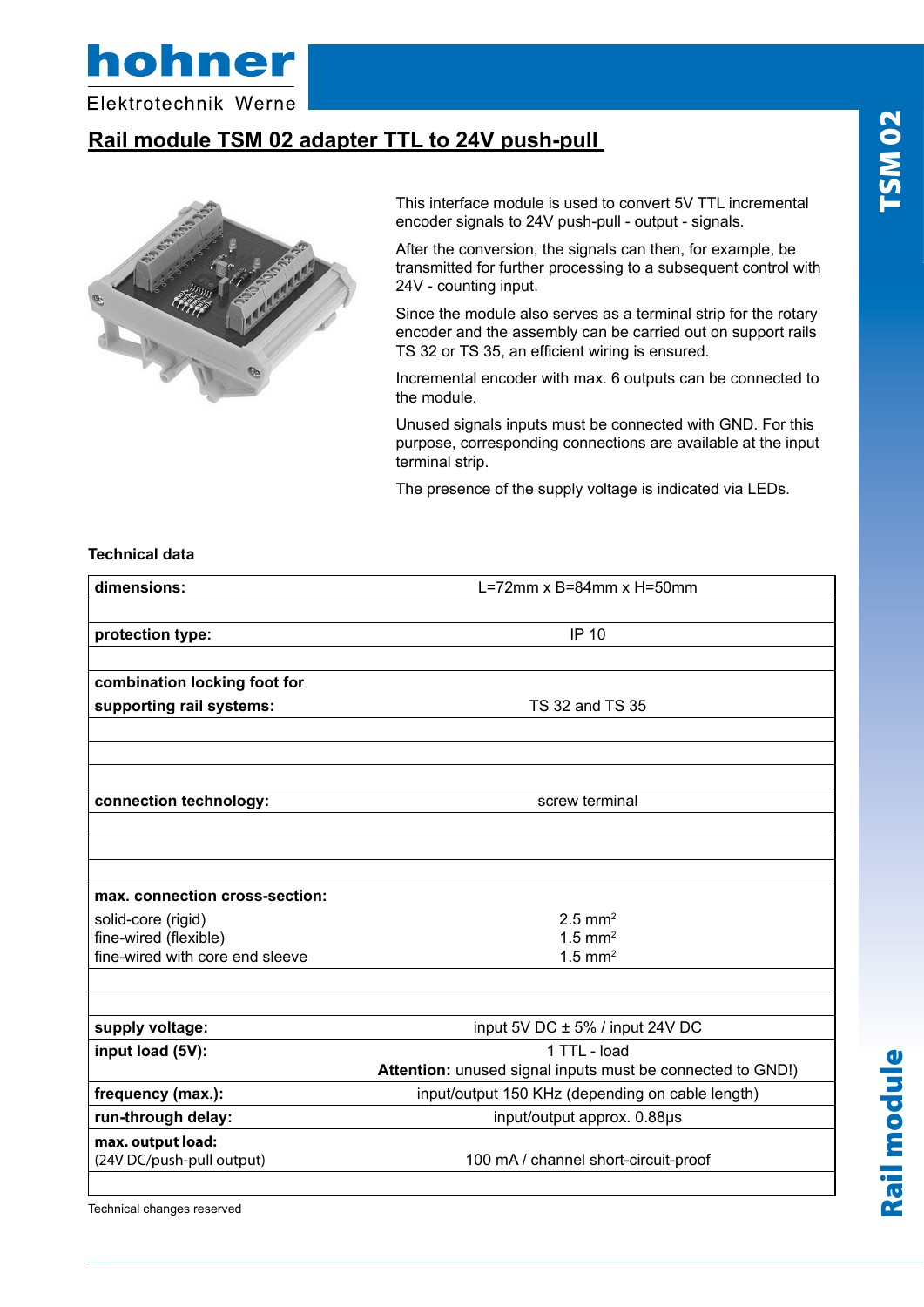hohner

Elektrotechnik Werne

# Rail module TSM 02 adapter TTL to 24V push-pull

This interface module is used to convert 5V TTL incremental encoder signals to 24V push-pull - output - signals.

After the conversion, the signals can then, for example, be transmitted for further processing to a subsequent control with 24V - counting input.

Since the module also serves as a terminal strip for the rotary encoder and the assembly can be carried out on support rails TS 32 or TS 35, an efficient wiring is ensured.

Incremental encoder with max. 6 outputs can be connected to the module.

Unused signals inputs must be connected with GND. For this purpose, corresponding connections are available at the input terminal strip.

The presence of the supply voltage is indicated via LEDs.

**Technical data**

| | |
|---|---|
| **dimensions:** | L=72mm x B=84mm x H=50mm |
| **protection type:** | IP 10 |
| **combination locking foot for supporting rail systems:** | TS 32 and TS 35 |
| **connection technology:** | screw terminal |
| **max. connection cross-section:** | |
| solid-core (rigid) | 2.5 $mm^2$ |
| fine-wired (flexible) | 1.5 $mm^2$ |
| fine-wired with core end sleeve | 1.5 $mm^2$ |
| **supply voltage:** | input 5V DC ± 5% / input 24V DC |
| **input load (5V):** | 1 TTL - load<br>**Attention:** unused signal inputs must be connected to GND!) |
| **frequency (max.):** | input/output 150 KHz (depending on cable length) |
| **run-through delay:** | input/output approx. 0.88µs |
| **max. output load:**<br>(24V DC/push-pull output) | 100 mA / channel short-circuit-proof |

Technical changes reserved

TSM 02

Rail module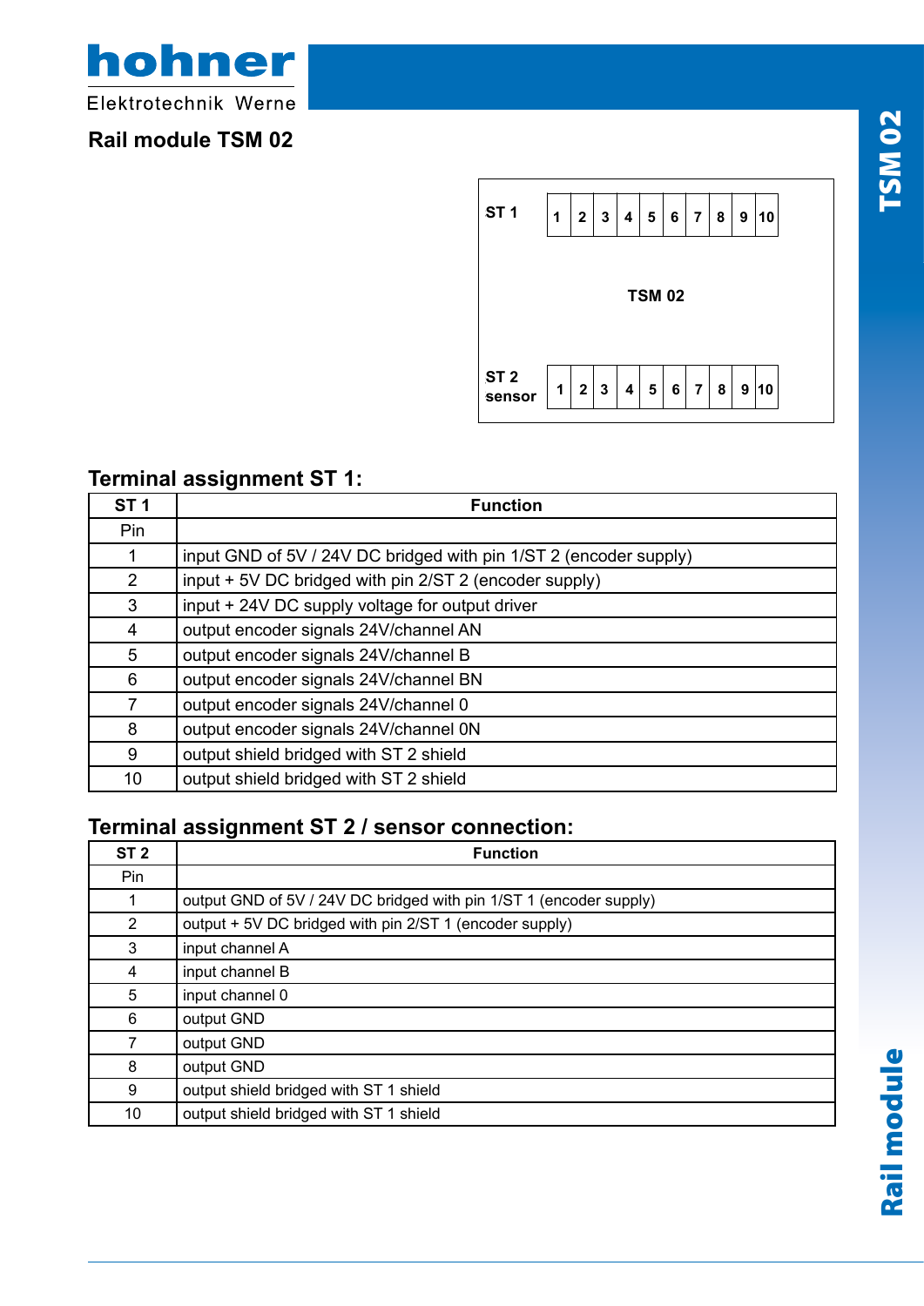# hohner

Elektrotechnik Werne

## Rail module TSM 02

ST 1 | 1 | 2 | 3 | 4 | 5 | 6 | 7 | 8 | 9 | 10

TSM 02

ST 2 sensor | 1 | 2 | 3 | 4 | 5 | 6 | 7 | 8 | 9 | 10

### Terminal assignment ST 1:

| ST 1 | Function |
|---|---|
| Pin | |
| 1 | input GND of 5V / 24V DC bridged with pin 1/ST 2 (encoder supply) |
| 2 | input + 5V DC bridged with pin 2/ST 2 (encoder supply) |
| 3 | input + 24V DC supply voltage for output driver |
| 4 | output encoder signals 24V/channel AN |
| 5 | output encoder signals 24V/channel B |
| 6 | output encoder signals 24V/channel BN |
| 7 | output encoder signals 24V/channel 0 |
| 8 | output encoder signals 24V/channel 0N |
| 9 | output shield bridged with ST 2 shield |
| 10 | output shield bridged with ST 2 shield |

### Terminal assignment ST 2 / sensor connection:

| ST 2 | Function |
|---|---|
| Pin | |
| 1 | output GND of 5V / 24V DC bridged with pin 1/ST 1 (encoder supply) |
| 2 | output + 5V DC bridged with pin 2/ST 1 (encoder supply) |
| 3 | input channel A |
| 4 | input channel B |
| 5 | input channel 0 |
| 6 | output GND |
| 7 | output GND |
| 8 | output GND |
| 9 | output shield bridged with ST 1 shield |
| 10 | output shield bridged with ST 1 shield |